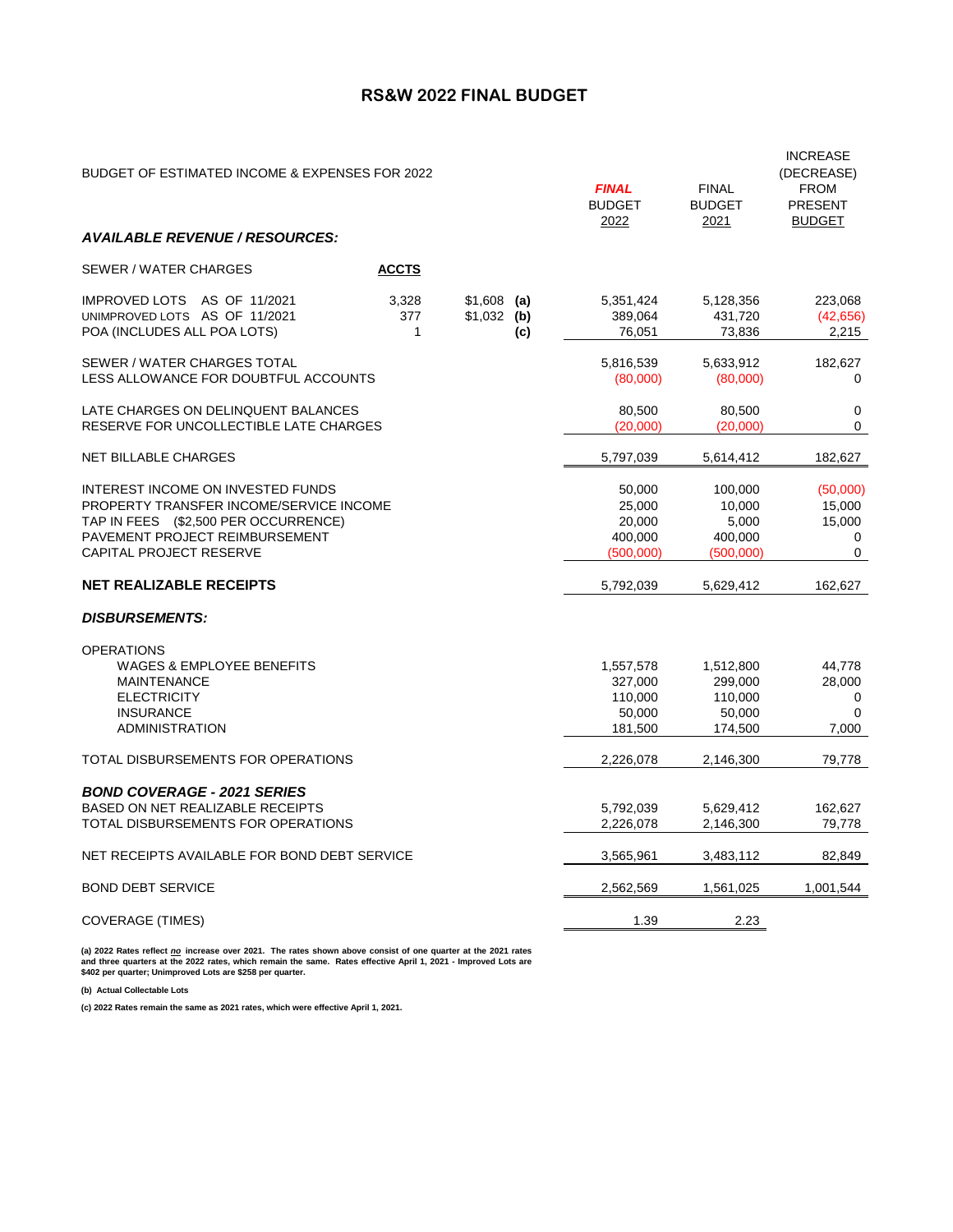# RS&W 2022 FINAL BUDGET

| BUDGET OF ESTIMATED INCOME & EXPENSES FOR 2022 | | | | ***FINAL*** BUDGET 2022 | FINAL BUDGET 2021 | INCREASE (DECREASE) FROM PRESENT BUDGET |
|---|---|---|---|---|---|---|
| ***AVAILABLE REVENUE / RESOURCES:*** | | | | | | |
| SEWER / WATER CHARGES | **ACCTS** | | | | | |
| IMPROVED LOTS AS OF 11/2021 | 3,328 | $1,608 | **(a)** | 5,351,424 | 5,128,356 | 223,068 |
| UNIMPROVED LOTS AS OF 11/2021 | 377 | $1,032 | **(b)** | 389,064 | 431,720 | (42,656) |
| POA (INCLUDES ALL POA LOTS) | 1 | | **(c)** | 76,051 | 73,836 | 2,215 |
| SEWER / WATER CHARGES TOTAL | | | | 5,816,539 | 5,633,912 | 182,627 |
| LESS ALLOWANCE FOR DOUBTFUL ACCOUNTS | | | | (80,000) | (80,000) | 0 |
| LATE CHARGES ON DELINQUENT BALANCES | | | | 80,500 | 80,500 | 0 |
| RESERVE FOR UNCOLLECTIBLE LATE CHARGES | | | | (20,000) | (20,000) | 0 |
| NET BILLABLE CHARGES | | | | 5,797,039 | 5,614,412 | 182,627 |
| INTEREST INCOME ON INVESTED FUNDS | | | | 50,000 | 100,000 | (50,000) |
| PROPERTY TRANSFER INCOME/SERVICE INCOME | | | | 25,000 | 10,000 | 15,000 |
| TAP IN FEES ($2,500 PER OCCURRENCE) | | | | 20,000 | 5,000 | 15,000 |
| PAVEMENT PROJECT REIMBURSEMENT | | | | 400,000 | 400,000 | 0 |
| CAPITAL PROJECT RESERVE | | | | (500,000) | (500,000) | 0 |
| **NET REALIZABLE RECEIPTS** | | | | 5,792,039 | 5,629,412 | 162,627 |
| ***DISBURSEMENTS:*** | | | | | | |
| OPERATIONS | | | | | | |
| WAGES & EMPLOYEE BENEFITS | | | | 1,557,578 | 1,512,800 | 44,778 |
| MAINTENANCE | | | | 327,000 | 299,000 | 28,000 |
| ELECTRICITY | | | | 110,000 | 110,000 | 0 |
| INSURANCE | | | | 50,000 | 50,000 | 0 |
| ADMINISTRATION | | | | 181,500 | 174,500 | 7,000 |
| TOTAL DISBURSEMENTS FOR OPERATIONS | | | | 2,226,078 | 2,146,300 | 79,778 |
| ***BOND COVERAGE - 2021 SERIES*** | | | | | | |
| BASED ON NET REALIZABLE RECEIPTS | | | | 5,792,039 | 5,629,412 | 162,627 |
| TOTAL DISBURSEMENTS FOR OPERATIONS | | | | 2,226,078 | 2,146,300 | 79,778 |
| NET RECEIPTS AVAILABLE FOR BOND DEBT SERVICE | | | | 3,565,961 | 3,483,112 | 82,849 |
| BOND DEBT SERVICE | | | | 2,562,569 | 1,561,025 | 1,001,544 |
| COVERAGE (TIMES) | | | | 1.39 | 2.23 | |

**(a) 2022 Rates reflect _no_ increase over 2021. The rates shown above consist of one quarter at the 2021 rates and three quarters at the 2022 rates, which remain the same. Rates effective April 1, 2021 - Improved Lots are $402 per quarter; Unimproved Lots are $258 per quarter.**

**(b) Actual Collectable Lots**

**(c) 2022 Rates remain the same as 2021 rates, which were effective April 1, 2021.**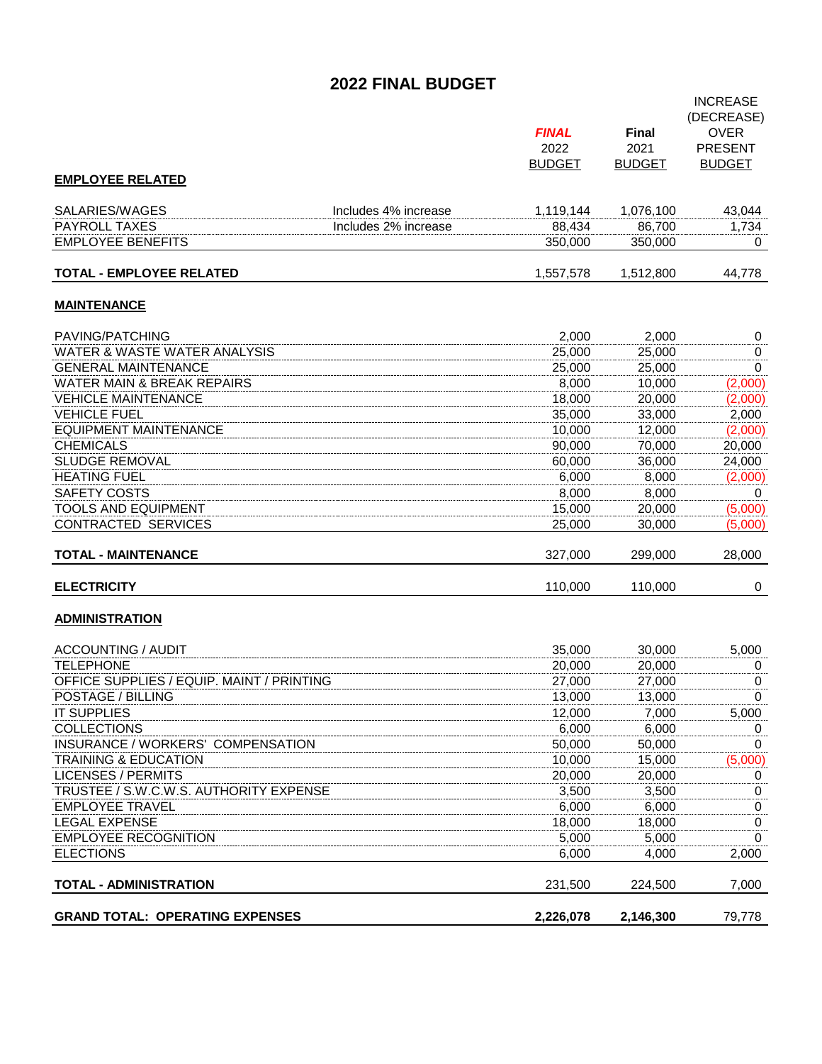## 2022 FINAL BUDGET

| | | *FINAL* 2022 BUDGET | Final 2021 BUDGET | INCREASE (DECREASE) OVER PRESENT BUDGET |
|---|---|---|---|---|
| **EMPLOYEE RELATED** | | | | |
| SALARIES/WAGES | Includes 4% increase | 1,119,144 | 1,076,100 | 43,044 |
| PAYROLL TAXES | Includes 2% increase | 88,434 | 86,700 | 1,734 |
| EMPLOYEE BENEFITS | | 350,000 | 350,000 | 0 |
| **TOTAL - EMPLOYEE RELATED** | | 1,557,578 | 1,512,800 | 44,778 |
| **MAINTENANCE** | | | | |
| PAVING/PATCHING | | 2,000 | 2,000 | 0 |
| WATER & WASTE WATER ANALYSIS | | 25,000 | 25,000 | 0 |
| GENERAL MAINTENANCE | | 25,000 | 25,000 | 0 |
| WATER MAIN & BREAK REPAIRS | | 8,000 | 10,000 | (2,000) |
| VEHICLE MAINTENANCE | | 18,000 | 20,000 | (2,000) |
| VEHICLE FUEL | | 35,000 | 33,000 | 2,000 |
| EQUIPMENT MAINTENANCE | | 10,000 | 12,000 | (2,000) |
| CHEMICALS | | 90,000 | 70,000 | 20,000 |
| SLUDGE REMOVAL | | 60,000 | 36,000 | 24,000 |
| HEATING FUEL | | 6,000 | 8,000 | (2,000) |
| SAFETY COSTS | | 8,000 | 8,000 | 0 |
| TOOLS AND EQUIPMENT | | 15,000 | 20,000 | (5,000) |
| CONTRACTED SERVICES | | 25,000 | 30,000 | (5,000) |
| **TOTAL - MAINTENANCE** | | 327,000 | 299,000 | 28,000 |
| **ELECTRICITY** | | 110,000 | 110,000 | 0 |
| **ADMINISTRATION** | | | | |
| ACCOUNTING / AUDIT | | 35,000 | 30,000 | 5,000 |
| TELEPHONE | | 20,000 | 20,000 | 0 |
| OFFICE SUPPLIES / EQUIP. MAINT / PRINTING | | 27,000 | 27,000 | 0 |
| POSTAGE / BILLING | | 13,000 | 13,000 | 0 |
| IT SUPPLIES | | 12,000 | 7,000 | 5,000 |
| COLLECTIONS | | 6,000 | 6,000 | 0 |
| INSURANCE / WORKERS' COMPENSATION | | 50,000 | 50,000 | 0 |
| TRAINING & EDUCATION | | 10,000 | 15,000 | (5,000) |
| LICENSES / PERMITS | | 20,000 | 20,000 | 0 |
| TRUSTEE / S.W.C.W.S. AUTHORITY EXPENSE | | 3,500 | 3,500 | 0 |
| EMPLOYEE TRAVEL | | 6,000 | 6,000 | 0 |
| LEGAL EXPENSE | | 18,000 | 18,000 | 0 |
| EMPLOYEE RECOGNITION | | 5,000 | 5,000 | 0 |
| ELECTIONS | | 6,000 | 4,000 | 2,000 |
| **TOTAL - ADMINISTRATION** | | 231,500 | 224,500 | 7,000 |
| **GRAND TOTAL: OPERATING EXPENSES** | | **2,226,078** | **2,146,300** | 79,778 |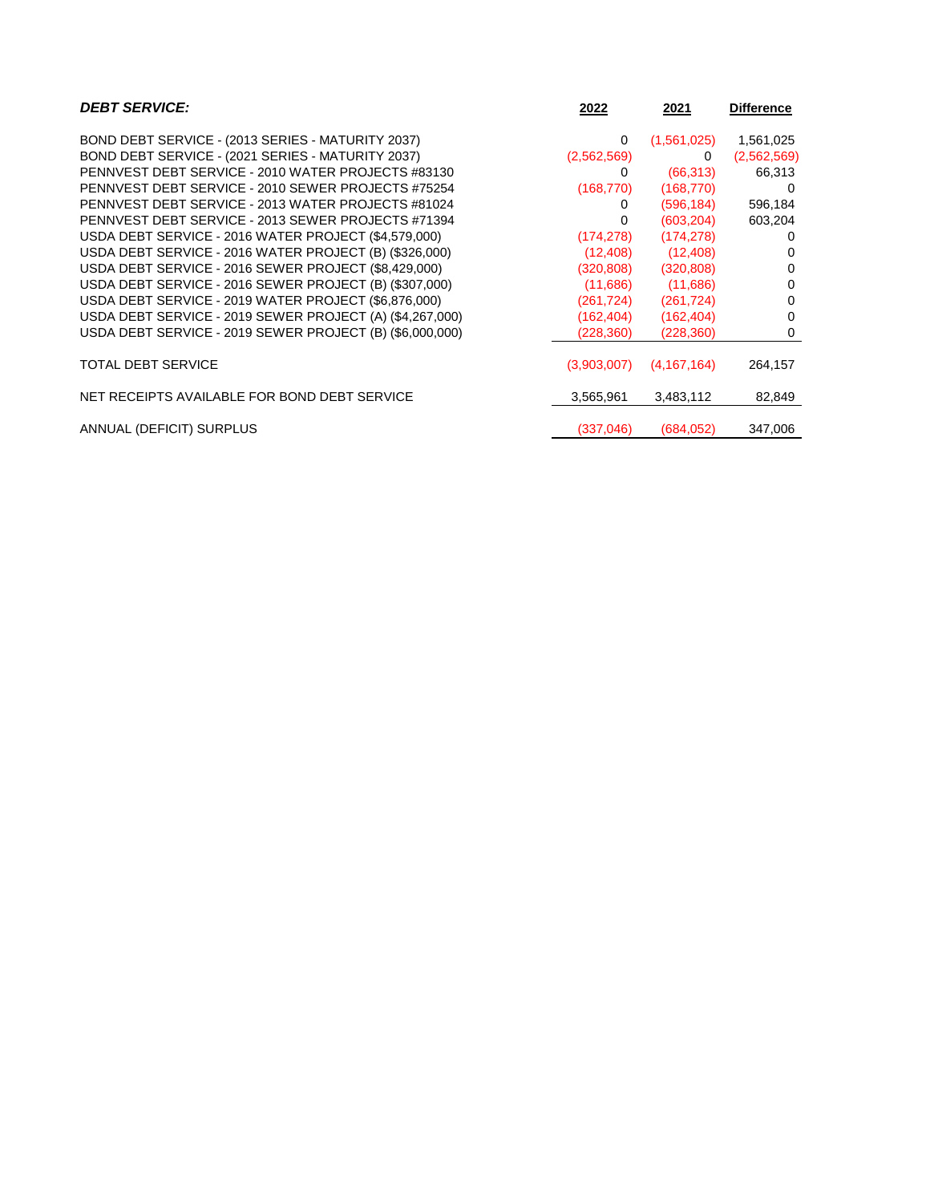| ***DEBT SERVICE:*** | 2022 | 2021 | Difference |
|---|---|---|---|
| BOND DEBT SERVICE - (2013 SERIES - MATURITY 2037) | 0 | (1,561,025) | 1,561,025 |
| BOND DEBT SERVICE - (2021 SERIES - MATURITY 2037) | (2,562,569) | 0 | (2,562,569) |
| PENNVEST DEBT SERVICE - 2010 WATER PROJECTS #83130 | 0 | (66,313) | 66,313 |
| PENNVEST DEBT SERVICE - 2010 SEWER PROJECTS #75254 | (168,770) | (168,770) | 0 |
| PENNVEST DEBT SERVICE - 2013 WATER PROJECTS #81024 | 0 | (596,184) | 596,184 |
| PENNVEST DEBT SERVICE - 2013 SEWER PROJECTS #71394 | 0 | (603,204) | 603,204 |
| USDA DEBT SERVICE - 2016 WATER PROJECT ($4,579,000) | (174,278) | (174,278) | 0 |
| USDA DEBT SERVICE - 2016 WATER PROJECT (B) ($326,000) | (12,408) | (12,408) | 0 |
| USDA DEBT SERVICE - 2016 SEWER PROJECT ($8,429,000) | (320,808) | (320,808) | 0 |
| USDA DEBT SERVICE - 2016 SEWER PROJECT (B) ($307,000) | (11,686) | (11,686) | 0 |
| USDA DEBT SERVICE - 2019 WATER PROJECT ($6,876,000) | (261,724) | (261,724) | 0 |
| USDA DEBT SERVICE - 2019 SEWER PROJECT (A) ($4,267,000) | (162,404) | (162,404) | 0 |
| USDA DEBT SERVICE - 2019 SEWER PROJECT (B) ($6,000,000) | (228,360) | (228,360) | 0 |
| TOTAL DEBT SERVICE | (3,903,007) | (4,167,164) | 264,157 |
| NET RECEIPTS AVAILABLE FOR BOND DEBT SERVICE | 3,565,961 | 3,483,112 | 82,849 |
| ANNUAL (DEFICIT) SURPLUS | (337,046) | (684,052) | 347,006 |